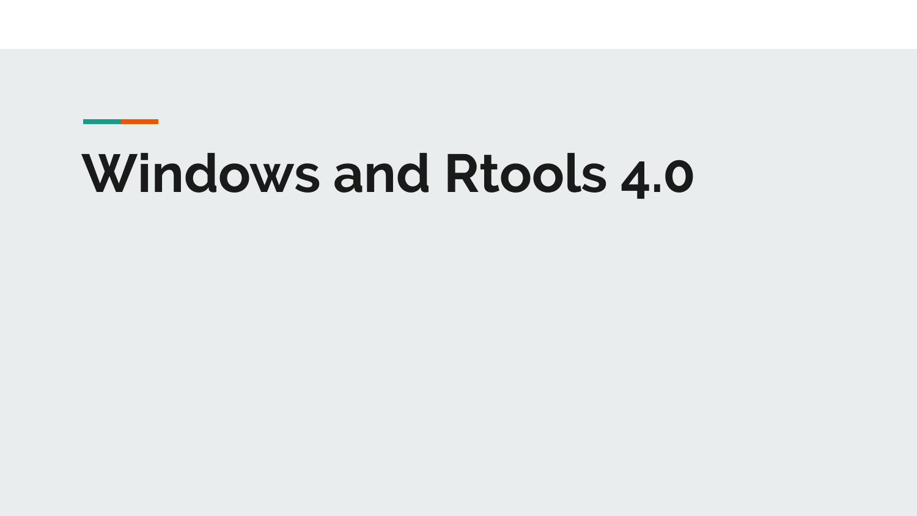# Windows and Rtools 4.0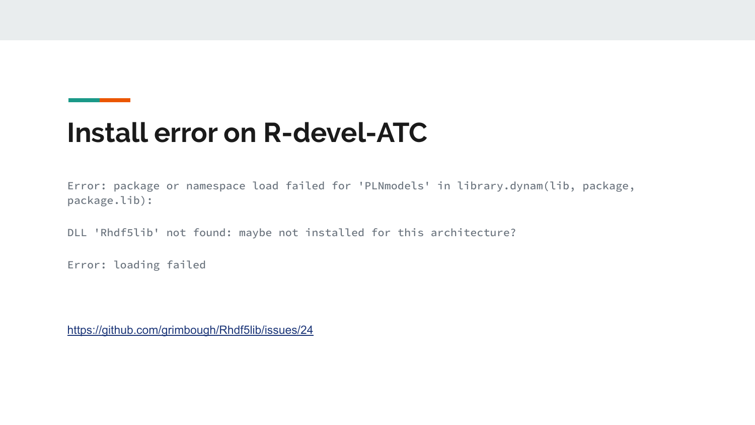# Install error on R-devel-ATC

```
Error: package or namespace load failed for 'PLNmodels' in library.dynam(lib, package, package.lib):

DLL 'Rhdf5lib' not found: maybe not installed for this architecture?

Error: loading failed
```

https://github.com/grimbough/Rhdf5lib/issues/24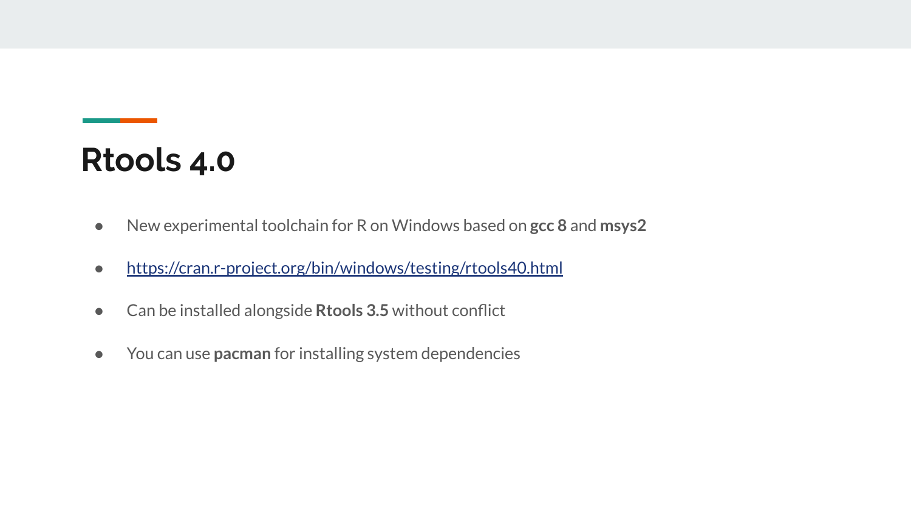# Rtools 4.0

- New experimental toolchain for R on Windows based on **gcc 8** and **msys2**
- https://cran.r-project.org/bin/windows/testing/rtools40.html
- Can be installed alongside **Rtools 3.5** without conflict
- You can use **pacman** for installing system dependencies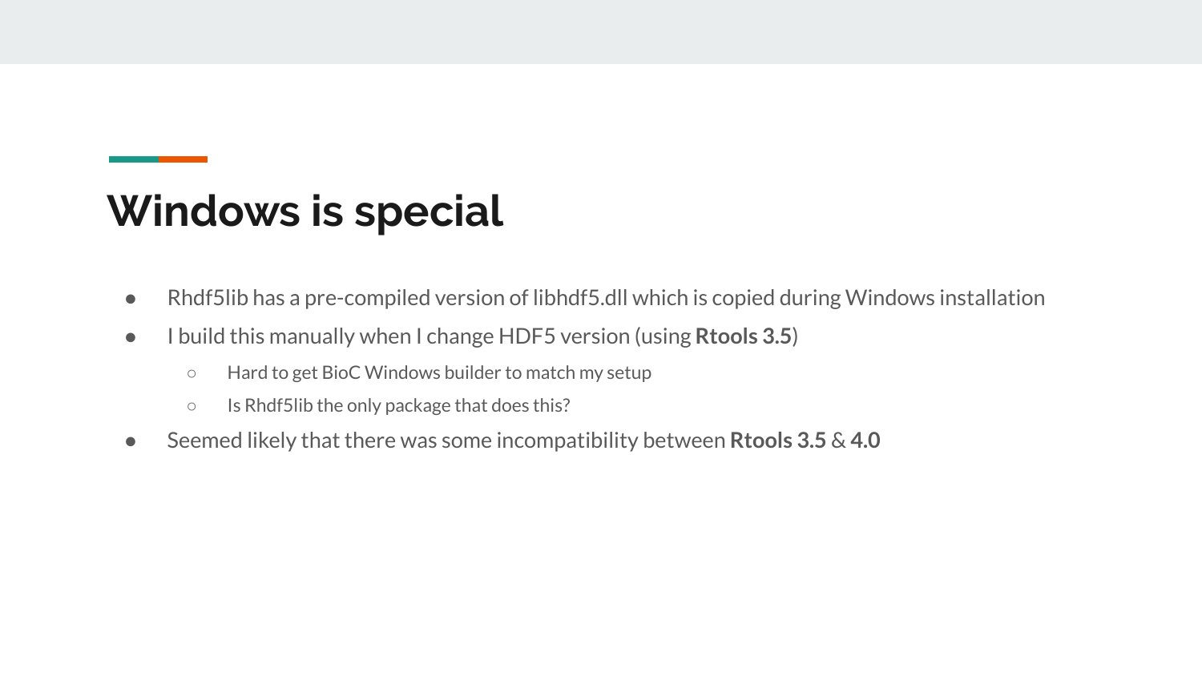# Windows is special

- Rhdf5lib has a pre-compiled version of libhdf5.dll which is copied during Windows installation
- I build this manually when I change HDF5 version (using **Rtools 3.5**)
  - Hard to get BioC Windows builder to match my setup
  - Is Rhdf5lib the only package that does this?
- Seemed likely that there was some incompatibility between **Rtools 3.5** & **4.0**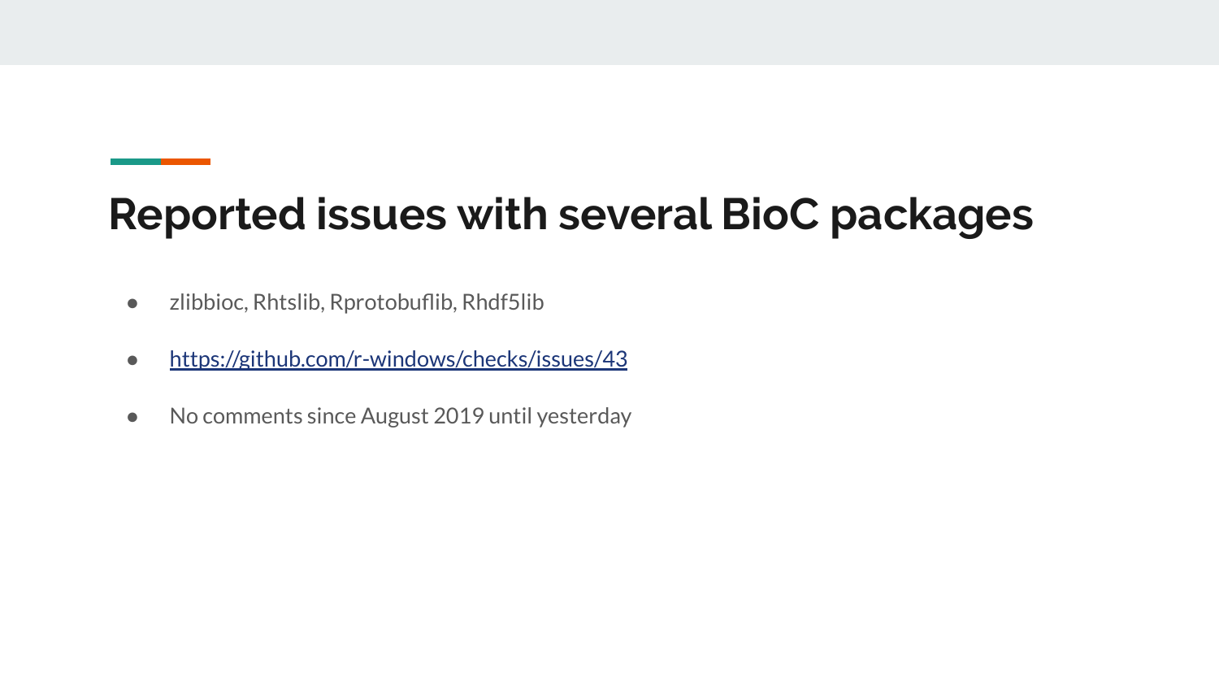# Reported issues with several BioC packages

- zlibbioc, Rhtslib, Rprotobuflib, Rhdf5lib
- [https://github.com/r-windows/checks/issues/43](https://github.com/r-windows/checks/issues/43)
- No comments since August 2019 until yesterday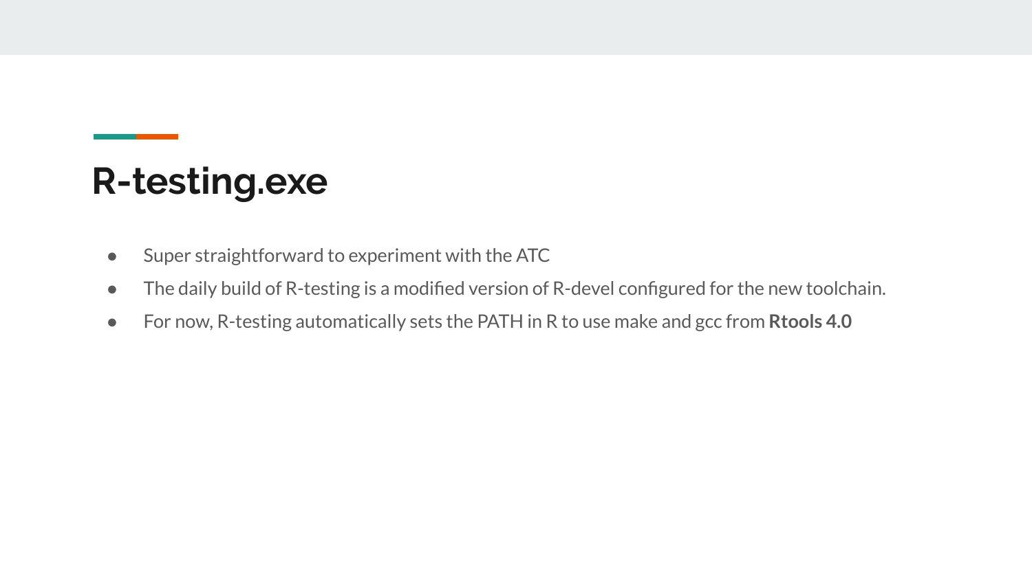# R-testing.exe

- Super straightforward to experiment with the ATC
- The daily build of R-testing is a modified version of R-devel configured for the new toolchain.
- For now, R-testing automatically sets the PATH in R to use make and gcc from **Rtools 4.0**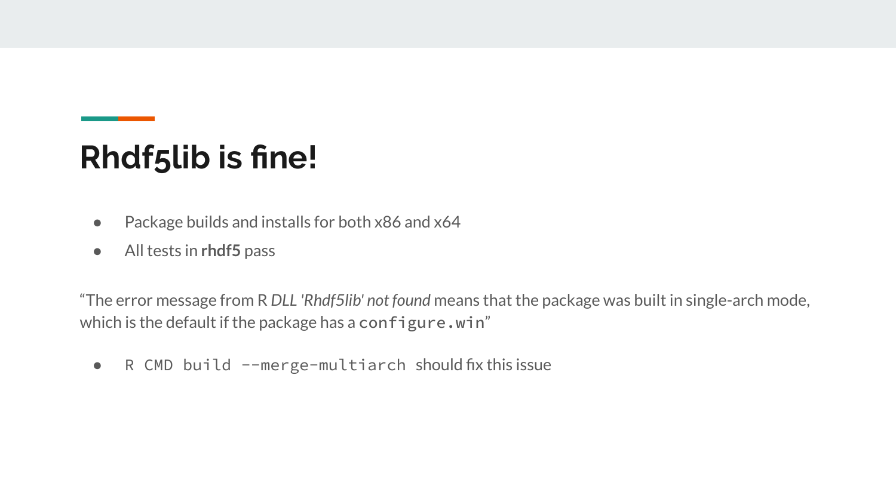# Rhdf5lib is fine!

- Package builds and installs for both x86 and x64
- All tests in **rhdf5** pass

“The error message from R *DLL 'Rhdf5lib' not found* means that the package was built in single-arch mode, which is the default if the package has a `configure.win`”

- `R CMD build --merge-multiarch` should fix this issue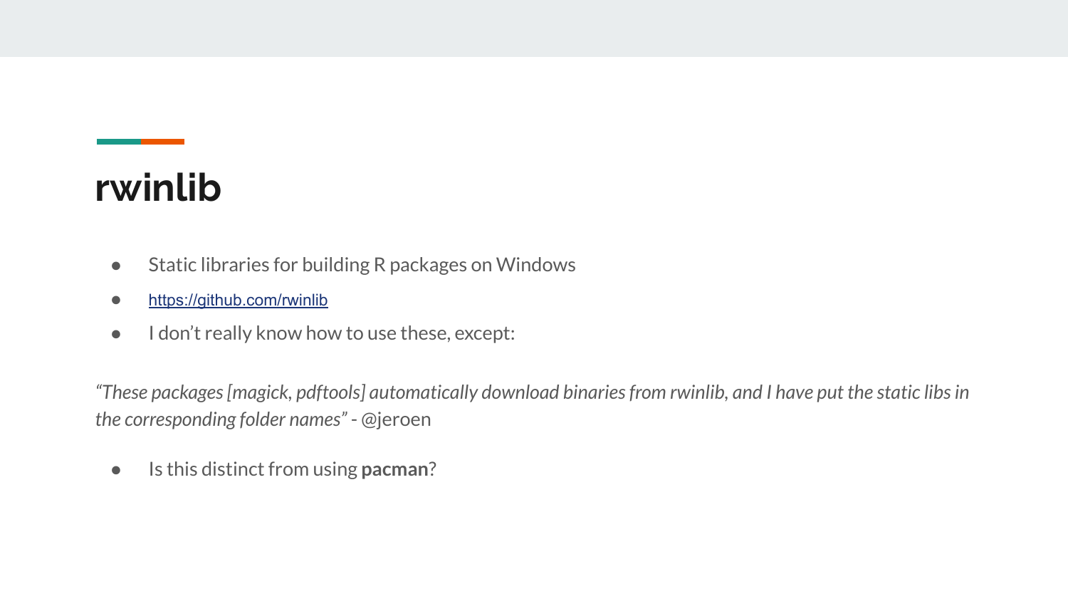# rwinlib

- Static libraries for building R packages on Windows
- https://github.com/rwinlib
- I don't really know how to use these, except:

*"These packages [magick, pdftools] automatically download binaries from rwinlib, and I have put the static libs in the corresponding folder names"* - @jeroen

- Is this distinct from using **pacman**?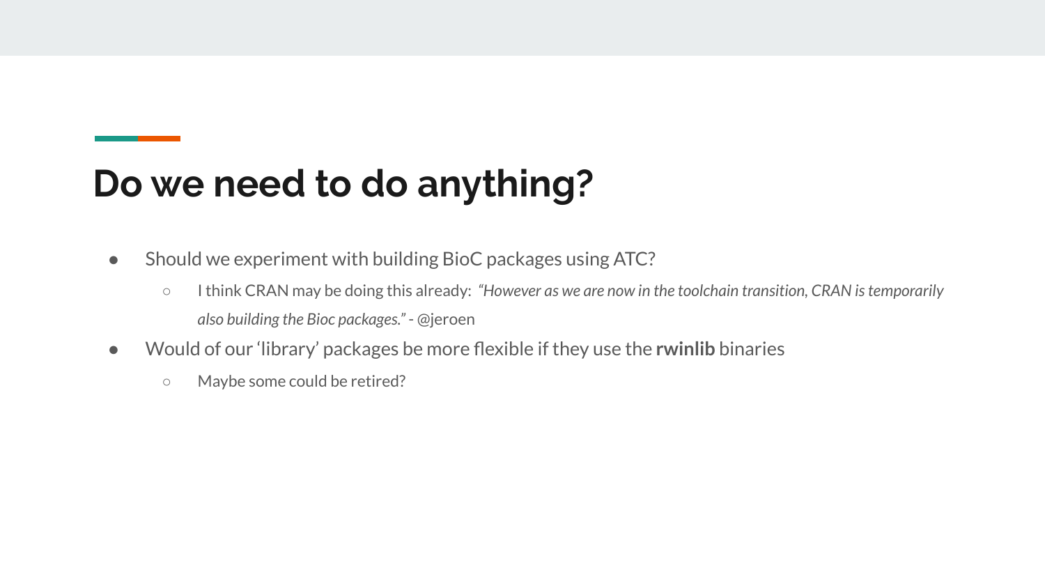# Do we need to do anything?

- Should we experiment with building BioC packages using ATC?
  - I think CRAN may be doing this already: *"However as we are now in the toolchain transition, CRAN is temporarily also building the Bioc packages."* - @jeroen
- Would of our 'library' packages be more flexible if they use the **rwinlib** binaries
  - Maybe some could be retired?